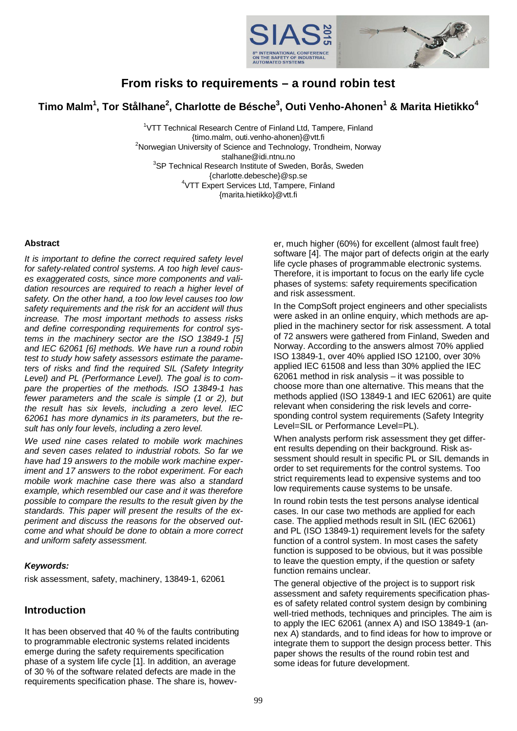# From risks to requirements – a round robin test

**Timo Malm[1], Tor Stålhane[2], Charlotte de Bésche[3], Outi Venho-Ahonen[1] & Marita Hietikko[4]**

[1]VTT Technical Research Centre of Finland Ltd, Tampere, Finland
{timo.malm, outi.venho-ahonen}@vtt.fi
[2]Norwegian University of Science and Technology, Trondheim, Norway
stalhane@idi.ntnu.no
[3]SP Technical Research Institute of Sweden, Borås, Sweden
{charlotte.debesche}@sp.se
[4]VTT Expert Services Ltd, Tampere, Finland
{marita.hietikko}@vtt.fi

#### Abstract

*It is important to define the correct required safety level for safety-related control systems. A too high level causes exaggerated costs, since more components and validation resources are required to reach a higher level of safety. On the other hand, a too low level causes too low safety requirements and the risk for an accident will thus increase. The most important methods to assess risks and define corresponding requirements for control systems in the machinery sector are the ISO 13849-1 [5] and IEC 62061 [6] methods. We have run a round robin test to study how safety assessors estimate the parameters of risks and find the required SIL (Safety Integrity Level) and PL (Performance Level). The goal is to compare the properties of the methods. ISO 13849-1 has fewer parameters and the scale is simple (1 or 2), but the result has six levels, including a zero level. IEC 62061 has more dynamics in its parameters, but the result has only four levels, including a zero level.*

*We used nine cases related to mobile work machines and seven cases related to industrial robots. So far we have had 19 answers to the mobile work machine experiment and 17 answers to the robot experiment. For each mobile work machine case there was also a standard example, which resembled our case and it was therefore possible to compare the results to the result given by the standards. This paper will present the results of the experiment and discuss the reasons for the observed outcome and what should be done to obtain a more correct and uniform safety assessment.*

#### *Keywords:*

risk assessment, safety, machinery, 13849-1, 62061

## Introduction

It has been observed that 40 % of the faults contributing to programmable electronic systems related incidents emerge during the safety requirements specification phase of a system life cycle [1]. In addition, an average of 30 % of the software related defects are made in the requirements specification phase. The share is, however, much higher (60%) for excellent (almost fault free) software [4]. The major part of defects origin at the early life cycle phases of programmable electronic systems. Therefore, it is important to focus on the early life cycle phases of systems: safety requirements specification and risk assessment.

In the CompSoft project engineers and other specialists were asked in an online enquiry, which methods are applied in the machinery sector for risk assessment. A total of 72 answers were gathered from Finland, Sweden and Norway. According to the answers almost 70% applied ISO 13849-1, over 40% applied ISO 12100, over 30% applied IEC 61508 and less than 30% applied the IEC 62061 method in risk analysis – it was possible to choose more than one alternative. This means that the methods applied (ISO 13849-1 and IEC 62061) are quite relevant when considering the risk levels and corresponding control system requirements (Safety Integrity Level=SIL or Performance Level=PL).

When analysts perform risk assessment they get different results depending on their background. Risk assessment should result in specific PL or SIL demands in order to set requirements for the control systems. Too strict requirements lead to expensive systems and too low requirements cause systems to be unsafe.

In round robin tests the test persons analyse identical cases. In our case two methods are applied for each case. The applied methods result in SIL (IEC 62061) and PL (ISO 13849-1) requirement levels for the safety function of a control system. In most cases the safety function is supposed to be obvious, but it was possible to leave the question empty, if the question or safety function remains unclear.

The general objective of the project is to support risk assessment and safety requirements specification phases of safety related control system design by combining well-tried methods, techniques and principles. The aim is to apply the IEC 62061 (annex A) and ISO 13849-1 (annex A) standards, and to find ideas for how to improve or integrate them to support the design process better. This paper shows the results of the round robin test and some ideas for future development.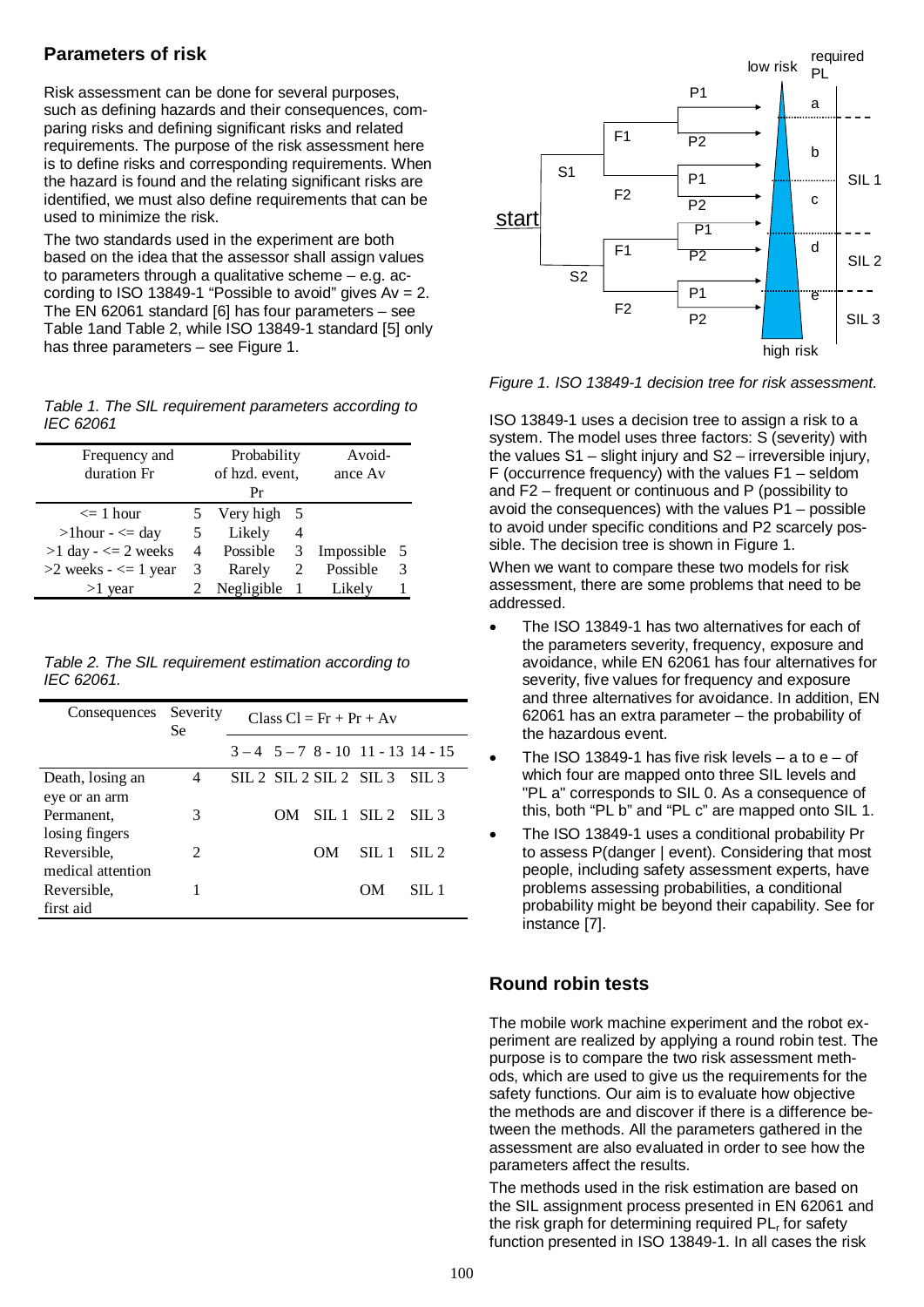## Parameters of risk

Risk assessment can be done for several purposes, such as defining hazards and their consequences, comparing risks and defining significant risks and related requirements. The purpose of the risk assessment here is to define risks and corresponding requirements. When the hazard is found and the relating significant risks are identified, we must also define requirements that can be used to minimize the risk.

The two standards used in the experiment are both based on the idea that the assessor shall assign values to parameters through a qualitative scheme – e.g. according to ISO 13849-1 "Possible to avoid" gives Av = 2. The EN 62061 standard [6] has four parameters – see Table 1and Table 2, while ISO 13849-1 standard [5] only has three parameters – see Figure 1.

*Table 1. The SIL requirement parameters according to IEC 62061*

| Frequency and duration Fr | | Probability of hzd. event, Pr | | Avoidance Av | |
|---|---|---|---|---|---|
| <= 1 hour | 5 | Very high | 5 | | |
| >1hour - <= day | 5 | Likely | 4 | | |
| >1 day - <= 2 weeks | 4 | Possible | 3 | Impossible | 5 |
| >2 weeks - <= 1 year | 3 | Rarely | 2 | Possible | 3 |
| >1 year | 2 | Negligible | 1 | Likely | 1 |

*Table 2. The SIL requirement estimation according to IEC 62061.*

| Consequences | Severity Se | Class Cl = Fr + Pr + Av | | | | |
|---|---|---|---|---|---|---|
| | | 3 – 4 | 5 – 7 | 8 - 10 | 11 - 13 | 14 - 15 |
| Death, losing an eye or an arm | 4 | SIL 2 | SIL 2 | SIL 2 | SIL 3 | SIL 3 |
| Permanent, losing fingers | 3 | | | OM | SIL 1 | SIL 2 | SIL 3 |
| Reversible, medical attention | 2 | | | | OM | SIL 1 | SIL 2 |
| Reversible, first aid | 1 | | | | | OM | SIL 1 |

*Figure 1. ISO 13849-1 decision tree for risk assessment.*

ISO 13849-1 uses a decision tree to assign a risk to a system. The model uses three factors: S (severity) with the values S1 – slight injury and S2 – irreversible injury, F (occurrence frequency) with the values F1 – seldom and F2 – frequent or continuous and P (possibility to avoid the consequences) with the values P1 – possible to avoid under specific conditions and P2 scarcely possible. The decision tree is shown in Figure 1.

When we want to compare these two models for risk assessment, there are some problems that need to be addressed.

- The ISO 13849-1 has two alternatives for each of the parameters severity, frequency, exposure and avoidance, while EN 62061 has four alternatives for severity, five values for frequency and exposure and three alternatives for avoidance. In addition, EN 62061 has an extra parameter – the probability of the hazardous event.
- The ISO 13849-1 has five risk levels – a to e – of which four are mapped onto three SIL levels and "PL a" corresponds to SIL 0. As a consequence of this, both "PL b" and "PL c" are mapped onto SIL 1.
- The ISO 13849-1 uses a conditional probability Pr to assess P(danger | event). Considering that most people, including safety assessment experts, have problems assessing probabilities, a conditional probability might be beyond their capability. See for instance [7].

## Round robin tests

The mobile work machine experiment and the robot experiment are realized by applying a round robin test. The purpose is to compare the two risk assessment methods, which are used to give us the requirements for the safety functions. Our aim is to evaluate how objective the methods are and discover if there is a difference between the methods. All the parameters gathered in the assessment are also evaluated in order to see how the parameters affect the results.

The methods used in the risk estimation are based on the SIL assignment process presented in EN 62061 and the risk graph for determining required $PL_r$ for safety function presented in ISO 13849-1. In all cases the risk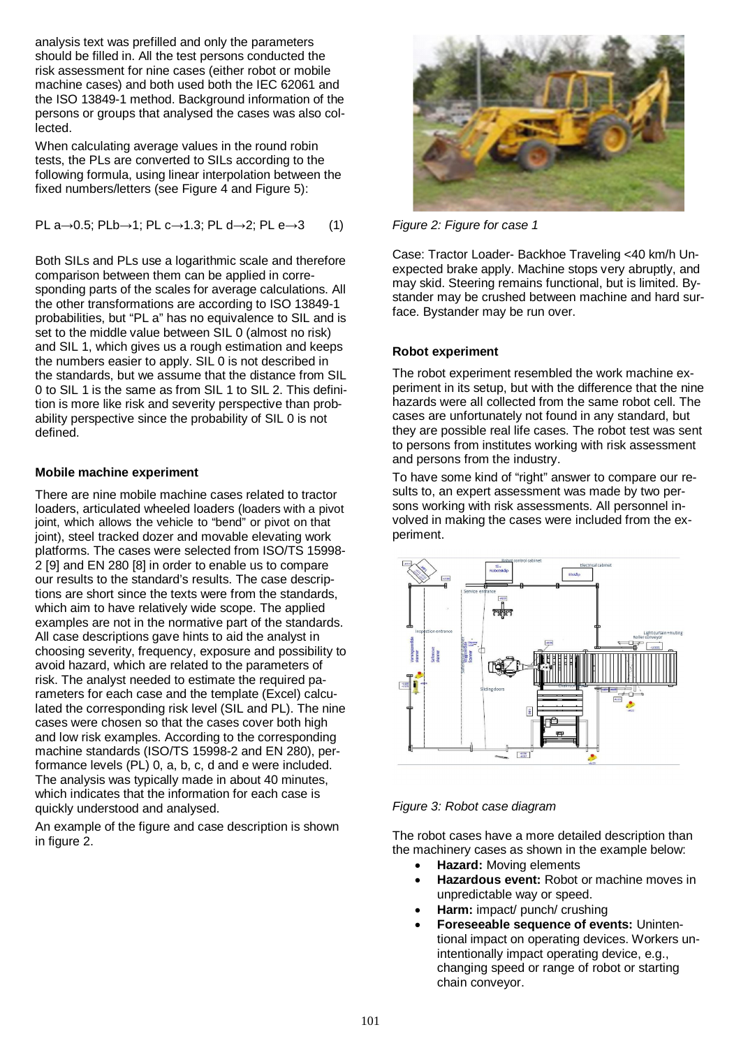analysis text was prefilled and only the parameters should be filled in. All the test persons conducted the risk assessment for nine cases (either robot or mobile machine cases) and both used both the IEC 62061 and the ISO 13849-1 method. Background information of the persons or groups that analysed the cases was also collected.

When calculating average values in the round robin tests, the PLs are converted to SILs according to the following formula, using linear interpolation between the fixed numbers/letters (see Figure 4 and Figure 5):

$$\text{PL a} \rightarrow 0.5;\ \text{PLb} \rightarrow 1;\ \text{PL c} \rightarrow 1.3;\ \text{PL d} \rightarrow 2;\ \text{PL e} \rightarrow 3 \qquad (1)$$

Both SILs and PLs use a logarithmic scale and therefore comparison between them can be applied in corresponding parts of the scales for average calculations. All the other transformations are according to ISO 13849-1 probabilities, but "PL a" has no equivalence to SIL and is set to the middle value between SIL 0 (almost no risk) and SIL 1, which gives us a rough estimation and keeps the numbers easier to apply. SIL 0 is not described in the standards, but we assume that the distance from SIL 0 to SIL 1 is the same as from SIL 1 to SIL 2. This definition is more like risk and severity perspective than probability perspective since the probability of SIL 0 is not defined.

### Mobile machine experiment

There are nine mobile machine cases related to tractor loaders, articulated wheeled loaders (loaders with a pivot joint, which allows the vehicle to "bend" or pivot on that joint), steel tracked dozer and movable elevating work platforms. The cases were selected from ISO/TS 15998-2 [9] and EN 280 [8] in order to enable us to compare our results to the standard's results. The case descriptions are short since the texts were from the standards, which aim to have relatively wide scope. The applied examples are not in the normative part of the standards. All case descriptions gave hints to aid the analyst in choosing severity, frequency, exposure and possibility to avoid hazard, which are related to the parameters of risk. The analyst needed to estimate the required parameters for each case and the template (Excel) calculated the corresponding risk level (SIL and PL). The nine cases were chosen so that the cases cover both high and low risk examples. According to the corresponding machine standards (ISO/TS 15998-2 and EN 280), performance levels (PL) 0, a, b, c, d and e were included. The analysis was typically made in about 40 minutes, which indicates that the information for each case is quickly understood and analysed.

An example of the figure and case description is shown in figure 2.

*Figure 2: Figure for case 1*

Case: Tractor Loader- Backhoe Traveling <40 km/h Unexpected brake apply. Machine stops very abruptly, and may skid. Steering remains functional, but is limited. Bystander may be crushed between machine and hard surface. Bystander may be run over.

### Robot experiment

The robot experiment resembled the work machine experiment in its setup, but with the difference that the nine hazards were all collected from the same robot cell. The cases are unfortunately not found in any standard, but they are possible real life cases. The robot test was sent to persons from institutes working with risk assessment and persons from the industry.

To have some kind of "right" answer to compare our results to, an expert assessment was made by two persons working with risk assessments. All personnel involved in making the cases were included from the experiment.

*Figure 3: Robot case diagram*

The robot cases have a more detailed description than the machinery cases as shown in the example below:

- **Hazard:** Moving elements
- **Hazardous event:** Robot or machine moves in unpredictable way or speed.
- **Harm:** impact/ punch/ crushing
- **Foreseeable sequence of events:** Unintentional impact on operating devices. Workers unintentionally impact operating device, e.g., changing speed or range of robot or starting chain conveyor.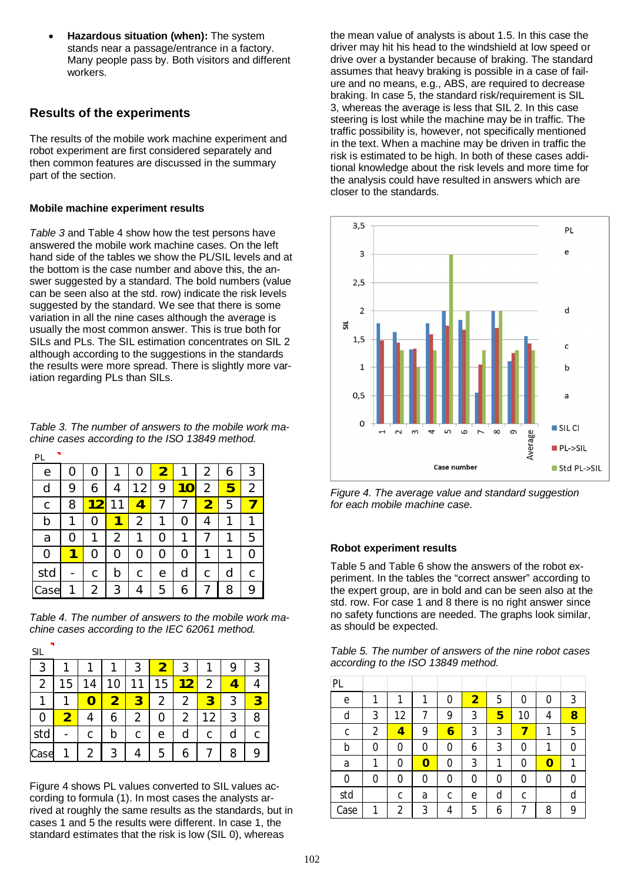- **Hazardous situation (when):** The system stands near a passage/entrance in a factory. Many people pass by. Both visitors and different workers.

## Results of the experiments

The results of the mobile work machine experiment and robot experiment are first considered separately and then common features are discussed in the summary part of the section.

### Mobile machine experiment results

*Table 3* and Table 4 show how the test persons have answered the mobile work machine cases. On the left hand side of the tables we show the PL/SIL levels and at the bottom is the case number and above this, the answer suggested by a standard. The bold numbers (value can be seen also at the std. row) indicate the risk levels suggested by the standard. We see that there is some variation in all the nine cases although the average is usually the most common answer. This is true both for SILs and PLs. The SIL estimation concentrates on SIL 2 although according to the suggestions in the standards the results were more spread. There is slightly more variation regarding PLs than SILs.

*Table 3. The number of answers to the mobile work machine cases according to the ISO 13849 method.*

| PL | | | | | | | | | |
|---|---|---|---|---|---|---|---|---|---|
| e | 0 | 0 | 1 | 0 | **2** | 1 | 2 | 6 | 3 |
| d | 9 | 6 | 4 | 12 | 9 | **10** | 2 | **5** | 2 |
| c | 8 | **12** | 11 | **4** | 7 | 7 | **2** | 5 | **7** |
| b | 1 | 0 | **1** | 2 | 1 | 0 | 4 | 1 | 1 |
| a | 0 | 1 | 2 | 1 | 0 | 1 | 7 | 1 | 5 |
| 0 | **1** | 0 | 0 | 0 | 0 | 0 | 1 | 1 | 0 |
| std | - | c | b | c | e | d | c | d | c |
| Case | 1 | 2 | 3 | 4 | 5 | 6 | 7 | 8 | 9 |

*Table 4. The number of answers to the mobile work machine cases according to the IEC 62061 method.*

| SIL | | | | | | | | | |
|---|---|---|---|---|---|---|---|---|---|
| 3 | 1 | 1 | 1 | 3 | **2** | 3 | 1 | 9 | 3 |
| 2 | 15 | 14 | 10 | 11 | 15 | **12** | 2 | **4** | 4 |
| 1 | 1 | **0** | **2** | **3** | 2 | 2 | **3** | 3 | **3** |
| 0 | **2** | 4 | 6 | 2 | 0 | 2 | 12 | 3 | 8 |
| std | - | c | b | c | e | d | c | d | c |
| Case | 1 | 2 | 3 | 4 | 5 | 6 | 7 | 8 | 9 |

Figure 4 shows PL values converted to SIL values according to formula (1). In most cases the analysts arrived at roughly the same results as the standards, but in cases 1 and 5 the results were different. In case 1, the standard estimates that the risk is low (SIL 0), whereas the mean value of analysts is about 1.5. In this case the driver may hit his head to the windshield at low speed or drive over a bystander because of braking. The standard assumes that heavy braking is possible in a case of failure and no means, e.g., ABS, are required to decrease braking. In case 5, the standard risk/requirement is SIL 3, whereas the average is less that SIL 2. In this case steering is lost while the machine may be in traffic. The traffic possibility is, however, not specifically mentioned in the text. When a machine may be driven in traffic the risk is estimated to be high. In both of these cases additional knowledge about the risk levels and more time for the analysis could have resulted in answers which are closer to the standards.

*Figure 4. The average value and standard suggestion for each mobile machine case.*

### Robot experiment results

Table 5 and Table 6 show the answers of the robot experiment. In the tables the "correct answer" according to the expert group, are in bold and can be seen also at the std. row. For case 1 and 8 there is no right answer since no safety functions are needed. The graphs look similar, as should be expected.

*Table 5. The number of answers of the nine robot cases according to the ISO 13849 method.*

| PL | | | | | | | | | |
|---|---|---|---|---|---|---|---|---|---|
| e | 1 | 1 | 1 | 0 | **2** | 5 | 0 | 0 | 3 |
| d | 3 | 12 | 7 | 9 | 3 | **5** | 10 | 4 | **8** |
| c | 2 | **4** | 9 | **6** | 3 | 3 | **7** | 1 | 5 |
| b | 0 | 0 | 0 | 0 | 6 | 3 | 0 | 1 | 0 |
| a | 1 | 0 | **0** | 0 | 3 | 1 | 0 | **0** | 1 |
| 0 | 0 | 0 | 0 | 0 | 0 | 0 | 0 | 0 | 0 |
| std | | c | a | c | e | d | c | | d |
| Case | 1 | 2 | 3 | 4 | 5 | 6 | 7 | 8 | 9 |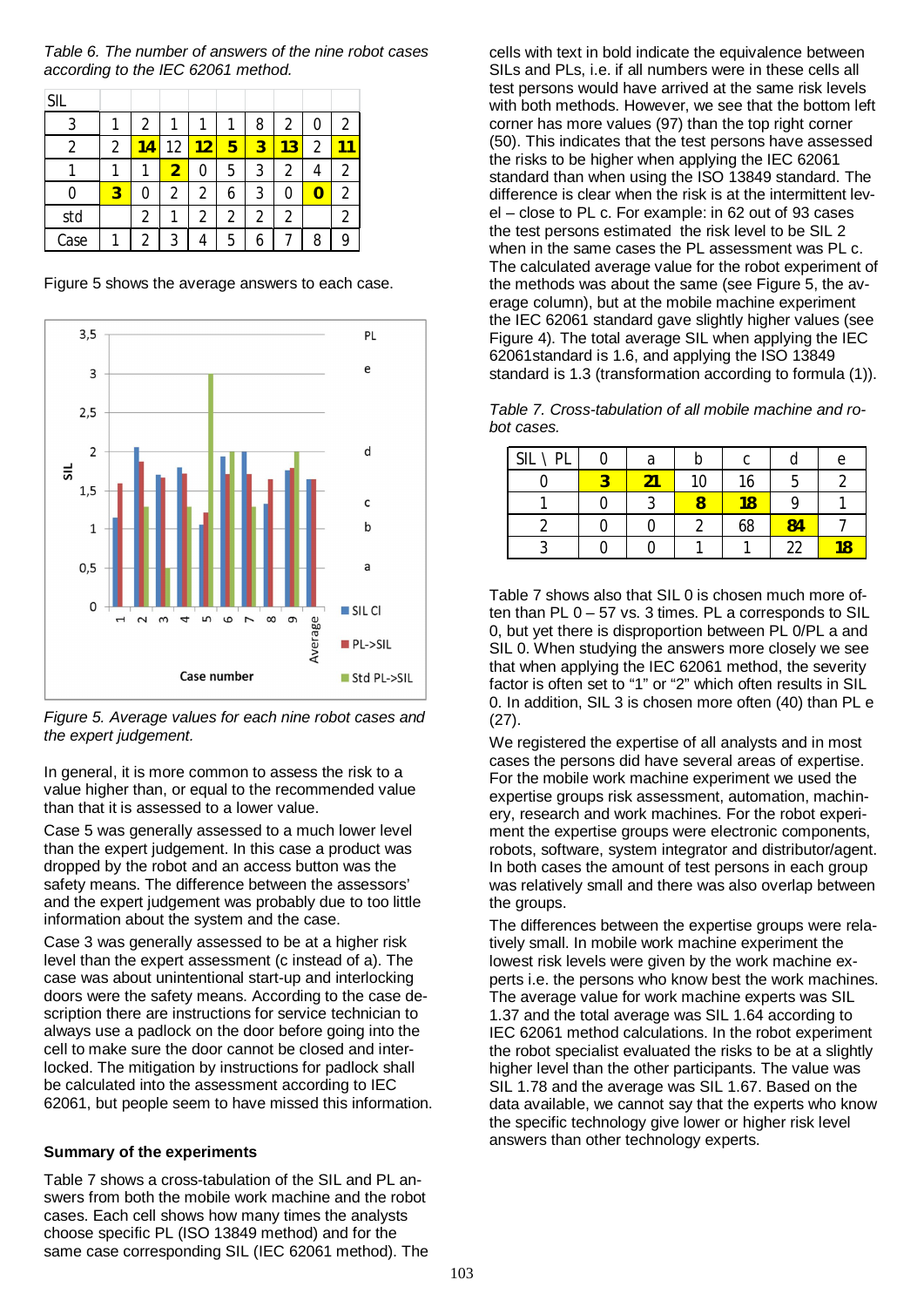*Table 6. The number of answers of the nine robot cases according to the IEC 62061 method.*

| SIL | | | | | | | | | |
|---|---|---|---|---|---|---|---|---|---|
| 3 | 1 | 2 | 1 | 1 | 1 | 8 | 2 | 0 | 2 |
| 2 | 2 | **14** | 12 | **12** | **5** | **3** | **13** | 2 | **11** |
| 1 | 1 | 1 | **2** | 0 | 5 | 3 | 2 | 4 | 2 |
| 0 | **3** | 0 | 2 | 2 | 6 | 3 | 0 | **0** | 2 |
| std | | 2 | 1 | 2 | 2 | 2 | 2 | | 2 |
| Case | 1 | 2 | 3 | 4 | 5 | 6 | 7 | 8 | 9 |

Figure 5 shows the average answers to each case.

*Figure 5. Average values for each nine robot cases and the expert judgement.*

In general, it is more common to assess the risk to a value higher than, or equal to the recommended value than that it is assessed to a lower value.

Case 5 was generally assessed to a much lower level than the expert judgement. In this case a product was dropped by the robot and an access button was the safety means. The difference between the assessors' and the expert judgement was probably due to too little information about the system and the case.

Case 3 was generally assessed to be at a higher risk level than the expert assessment (c instead of a). The case was about unintentional start-up and interlocking doors were the safety means. According to the case description there are instructions for service technician to always use a padlock on the door before going into the cell to make sure the door cannot be closed and interlocked. The mitigation by instructions for padlock shall be calculated into the assessment according to IEC 62061, but people seem to have missed this information.

**Summary of the experiments**

Table 7 shows a cross-tabulation of the SIL and PL answers from both the mobile work machine and the robot cases. Each cell shows how many times the analysts choose specific PL (ISO 13849 method) and for the same case corresponding SIL (IEC 62061 method). The cells with text in bold indicate the equivalence between SILs and PLs, i.e. if all numbers were in these cells all test persons would have arrived at the same risk levels with both methods. However, we see that the bottom left corner has more values (97) than the top right corner (50). This indicates that the test persons have assessed the risks to be higher when applying the IEC 62061 standard than when using the ISO 13849 standard. The difference is clear when the risk is at the intermittent level – close to PL c. For example: in 62 out of 93 cases the test persons estimated the risk level to be SIL 2 when in the same cases the PL assessment was PL c. The calculated average value for the robot experiment of the methods was about the same (see Figure 5, the average column), but at the mobile machine experiment the IEC 62061 standard gave slightly higher values (see Figure 4). The total average SIL when applying the IEC 62061standard is 1.6, and applying the ISO 13849 standard is 1.3 (transformation according to formula (1)).

*Table 7. Cross-tabulation of all mobile machine and robot cases.*

| SIL \ PL | 0 | a | b | c | d | e |
|---|---|---|---|---|---|---|
| 0 | **3** | **21** | 10 | 16 | 5 | 2 |
| 1 | 0 | 3 | **8** | **18** | 9 | 1 |
| 2 | 0 | 0 | 2 | 68 | **84** | 7 |
| 3 | 0 | 0 | 1 | 1 | 22 | **18** |

Table 7 shows also that SIL 0 is chosen much more often than PL 0 – 57 vs. 3 times. PL a corresponds to SIL 0, but yet there is disproportion between PL 0/PL a and SIL 0. When studying the answers more closely we see that when applying the IEC 62061 method, the severity factor is often set to "1" or "2" which often results in SIL 0. In addition, SIL 3 is chosen more often (40) than PL e (27).

We registered the expertise of all analysts and in most cases the persons did have several areas of expertise. For the mobile work machine experiment we used the expertise groups risk assessment, automation, machinery, research and work machines. For the robot experiment the expertise groups were electronic components, robots, software, system integrator and distributor/agent. In both cases the amount of test persons in each group was relatively small and there was also overlap between the groups.

The differences between the expertise groups were relatively small. In mobile work machine experiment the lowest risk levels were given by the work machine experts i.e. the persons who know best the work machines. The average value for work machine experts was SIL 1.37 and the total average was SIL 1.64 according to IEC 62061 method calculations. In the robot experiment the robot specialist evaluated the risks to be at a slightly higher level than the other participants. The value was SIL 1.78 and the average was SIL 1.67. Based on the data available, we cannot say that the experts who know the specific technology give lower or higher risk level answers than other technology experts.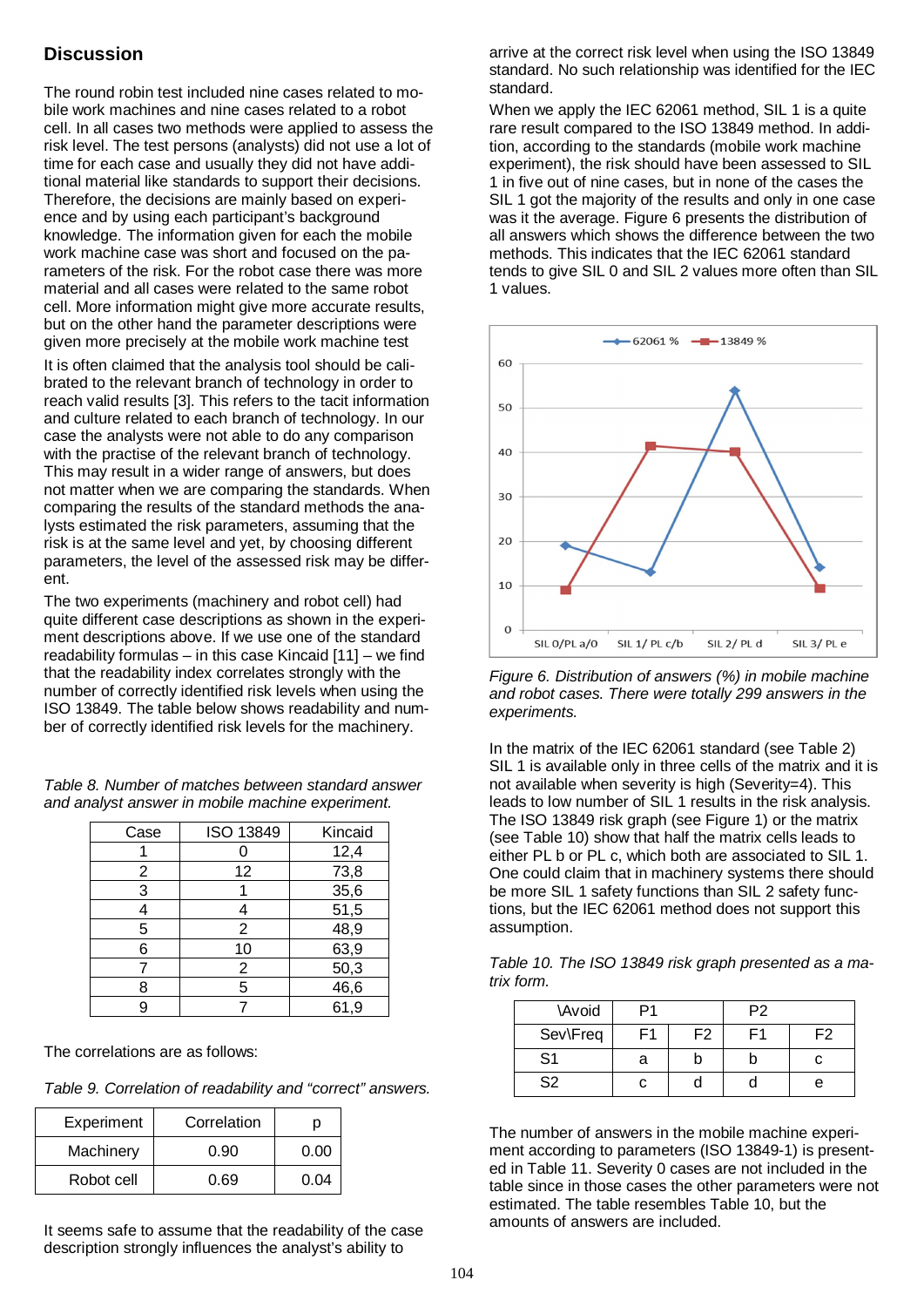## Discussion

The round robin test included nine cases related to mobile work machines and nine cases related to a robot cell. In all cases two methods were applied to assess the risk level. The test persons (analysts) did not use a lot of time for each case and usually they did not have additional material like standards to support their decisions. Therefore, the decisions are mainly based on experience and by using each participant's background knowledge. The information given for each the mobile work machine case was short and focused on the parameters of the risk. For the robot case there was more material and all cases were related to the same robot cell. More information might give more accurate results, but on the other hand the parameter descriptions were given more precisely at the mobile work machine test

It is often claimed that the analysis tool should be calibrated to the relevant branch of technology in order to reach valid results [3]. This refers to the tacit information and culture related to each branch of technology. In our case the analysts were not able to do any comparison with the practise of the relevant branch of technology. This may result in a wider range of answers, but does not matter when we are comparing the standards. When comparing the results of the standard methods the analysts estimated the risk parameters, assuming that the risk is at the same level and yet, by choosing different parameters, the level of the assessed risk may be different.

The two experiments (machinery and robot cell) had quite different case descriptions as shown in the experiment descriptions above. If we use one of the standard readability formulas – in this case Kincaid [11] – we find that the readability index correlates strongly with the number of correctly identified risk levels when using the ISO 13849. The table below shows readability and number of correctly identified risk levels for the machinery.

*Table 8. Number of matches between standard answer and analyst answer in mobile machine experiment.*

| Case | ISO 13849 | Kincaid |
|---|---|---|
| 1 | 0 | 12,4 |
| 2 | 12 | 73,8 |
| 3 | 1 | 35,6 |
| 4 | 4 | 51,5 |
| 5 | 2 | 48,9 |
| 6 | 10 | 63,9 |
| 7 | 2 | 50,3 |
| 8 | 5 | 46,6 |
| 9 | 7 | 61,9 |

The correlations are as follows:

*Table 9. Correlation of readability and "correct" answers.*

| Experiment | Correlation | p |
|---|---|---|
| Machinery | 0.90 | 0.00 |
| Robot cell | 0.69 | 0.04 |

It seems safe to assume that the readability of the case description strongly influences the analyst's ability to arrive at the correct risk level when using the ISO 13849 standard. No such relationship was identified for the IEC standard.

When we apply the IEC 62061 method, SIL 1 is a quite rare result compared to the ISO 13849 method. In addition, according to the standards (mobile work machine experiment), the risk should have been assessed to SIL 1 in five out of nine cases, but in none of the cases the SIL 1 got the majority of the results and only in one case was it the average. Figure 6 presents the distribution of all answers which shows the difference between the two methods. This indicates that the IEC 62061 standard tends to give SIL 0 and SIL 2 values more often than SIL 1 values.

*Figure 6. Distribution of answers (%) in mobile machine and robot cases. There were totally 299 answers in the experiments.*

In the matrix of the IEC 62061 standard (see Table 2) SIL 1 is available only in three cells of the matrix and it is not available when severity is high (Severity=4). This leads to low number of SIL 1 results in the risk analysis. The ISO 13849 risk graph (see Figure 1) or the matrix (see Table 10) show that half the matrix cells leads to either PL b or PL c, which both are associated to SIL 1. One could claim that in machinery systems there should be more SIL 1 safety functions than SIL 2 safety functions, but the IEC 62061 method does not support this assumption.

*Table 10. The ISO 13849 risk graph presented as a matrix form.*

| \Avoid | P1 | | P2 | |
|---|---|---|---|---|
| Sev\Freq | F1 | F2 | F1 | F2 |
| S1 | a | b | b | c |
| S2 | c | d | d | e |

The number of answers in the mobile machine experiment according to parameters (ISO 13849-1) is presented in Table 11. Severity 0 cases are not included in the table since in those cases the other parameters were not estimated. The table resembles Table 10, but the amounts of answers are included.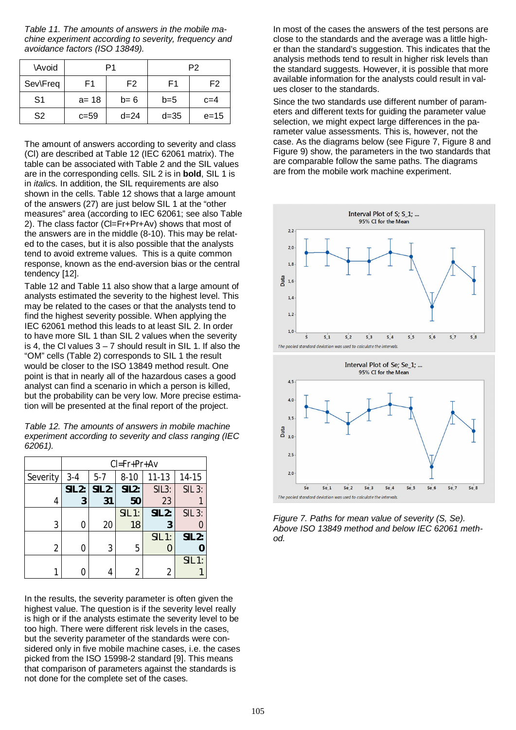*Table 11. The amounts of answers in the mobile machine experiment according to severity, frequency and avoidance factors (ISO 13849).*

| \Avoid | P1 | | P2 | |
|---|---|---|---|---|
| Sev\Freq | F1 | F2 | F1 | F2 |
| S1 | a= 18 | b= 6 | b=5 | c=4 |
| S2 | c=59 | d=24 | d=35 | e=15 |

The amount of answers according to severity and class (Cl) are described at Table 12 (IEC 62061 matrix). The table can be associated with Table 2 and the SIL values are in the corresponding cells. SIL 2 is in **bold**, SIL 1 is in *italics*. In addition, the SIL requirements are also shown in the cells. Table 12 shows that a large amount of the answers (27) are just below SIL 1 at the "other measures" area (according to IEC 62061; see also Table 2). The class factor (Cl=Fr+Pr+Av) shows that most of the answers are in the middle (8-10). This may be related to the cases, but it is also possible that the analysts tend to avoid extreme values. This is a quite common response, known as the end-aversion bias or the central tendency [12].

Table 12 and Table 11 also show that a large amount of analysts estimated the severity to the highest level. This may be related to the cases or that the analysts tend to find the highest severity possible. When applying the IEC 62061 method this leads to at least SIL 2. In order to have more SIL 1 than SIL 2 values when the severity is 4, the Cl values 3 – 7 should result in SIL 1. If also the "OM" cells (Table 2) corresponds to SIL 1 the result would be closer to the ISO 13849 method result. One point is that in nearly all of the hazardous cases a good analyst can find a scenario in which a person is killed, but the probability can be very low. More precise estimation will be presented at the final report of the project.

*Table 12. The amounts of answers in mobile machine experiment according to severity and class ranging (IEC 62061).*

| | Cl=Fr+Pr+Av | | | | |
|---|---|---|---|---|---|
| Severity | 3-4 | 5-7 | 8-10 | 11-13 | 14-15 |
| 4 | **SIL2: 3** | **SIL2: 31** | **SIL2: 50** | SIL3: 23 | SIL 3: 1 |
| 3 | 0 | 20 | *SIL 1: 18* | **SIL2: 3** | SIL 3: 0 |
| 2 | 0 | 3 | 5 | *SIL 1: 0* | **SIL2: 0** |
| 1 | 0 | 4 | 2 | 2 | *SIL 1: 1* |

In the results, the severity parameter is often given the highest value. The question is if the severity level really is high or if the analysts estimate the severity level to be too high. There were different risk levels in the cases, but the severity parameter of the standards were considered only in five mobile machine cases, i.e. the cases picked from the ISO 15998-2 standard [9]. This means that comparison of parameters against the standards is not done for the complete set of the cases.

In most of the cases the answers of the test persons are close to the standards and the average was a little higher than the standard's suggestion. This indicates that the analysis methods tend to result in higher risk levels than the standard suggests. However, it is possible that more available information for the analysts could result in values closer to the standards.

Since the two standards use different number of parameters and different texts for guiding the parameter value selection, we might expect large differences in the parameter value assessments. This is, however, not the case. As the diagrams below (see Figure 7, Figure 8 and Figure 9) show, the parameters in the two standards that are comparable follow the same paths. The diagrams are from the mobile work machine experiment.

*Figure 7. Paths for mean value of severity (S, Se). Above ISO 13849 method and below IEC 62061 method.*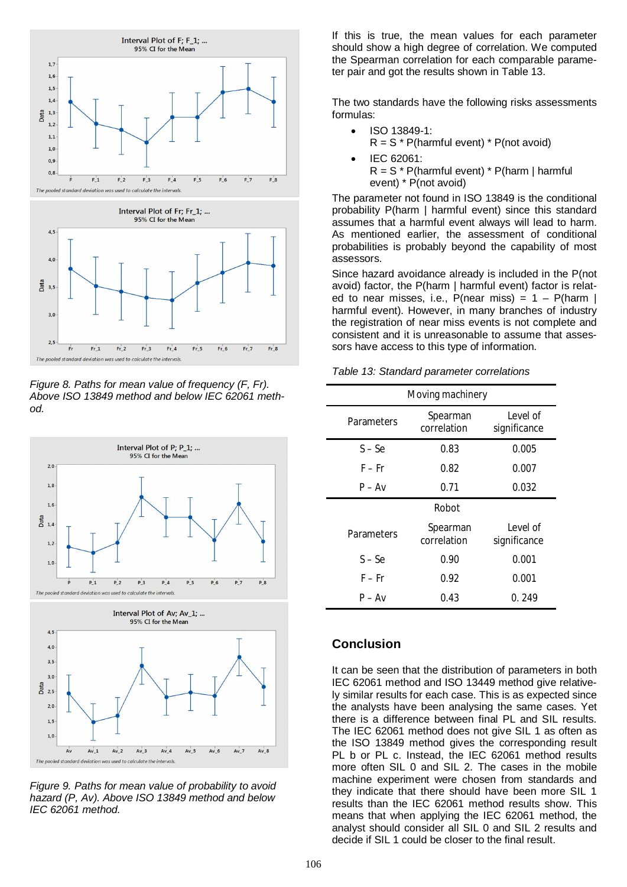Figure 8. Paths for mean value of frequency (F, Fr). Above ISO 13849 method and below IEC 62061 method.

Figure 9. Paths for mean value of probability to avoid hazard (P, Av). Above ISO 13849 method and below IEC 62061 method.

If this is true, the mean values for each parameter should show a high degree of correlation. We computed the Spearman correlation for each comparable parameter pair and got the results shown in Table 13.

The two standards have the following risks assessments formulas:

- ISO 13849-1:
  R = S * P(harmful event) * P(not avoid)
- IEC 62061:
  R = S * P(harmful event) * P(harm | harmful event) * P(not avoid)

The parameter not found in ISO 13849 is the conditional probability P(harm | harmful event) since this standard assumes that a harmful event always will lead to harm. As mentioned earlier, the assessment of conditional probabilities is probably beyond the capability of most assessors.

Since hazard avoidance already is included in the P(not avoid) factor, the P(harm | harmful event) factor is related to near misses, i.e., P(near miss) = 1 – P(harm | harmful event). However, in many branches of industry the registration of near miss events is not complete and consistent and it is unreasonable to assume that assessors have access to this type of information.

*Table 13: Standard parameter correlations*

| Moving machinery | | |
|---|---|---|
| Parameters | Spearman correlation | Level of significance |
| S - Se | 0.83 | 0.005 |
| F - Fr | 0.82 | 0.007 |
| P - Av | 0.71 | 0.032 |
| **Robot** | | |
| Parameters | Spearman correlation | Level of significance |
| S - Se | 0.90 | 0.001 |
| F - Fr | 0.92 | 0.001 |
| P - Av | 0.43 | 0. 249 |

## Conclusion

It can be seen that the distribution of parameters in both IEC 62061 method and ISO 13449 method give relatively similar results for each case. This is as expected since the analysts have been analysing the same cases. Yet there is a difference between final PL and SIL results. The IEC 62061 method does not give SIL 1 as often as the ISO 13849 method gives the corresponding result PL b or PL c. Instead, the IEC 62061 method results more often SIL 0 and SIL 2. The cases in the mobile machine experiment were chosen from standards and they indicate that there should have been more SIL 1 results than the IEC 62061 method results show. This means that when applying the IEC 62061 method, the analyst should consider all SIL 0 and SIL 2 results and decide if SIL 1 could be closer to the final result.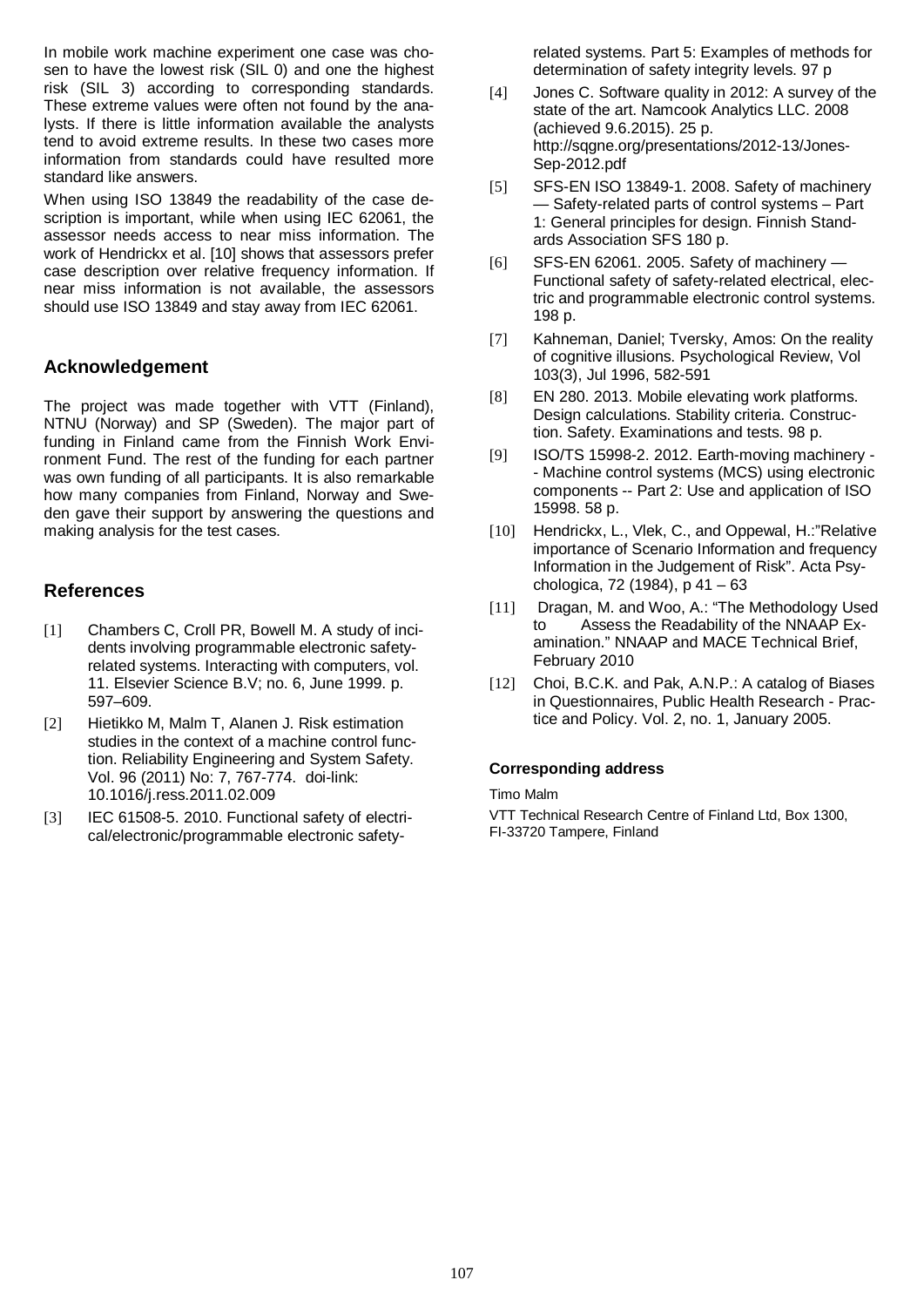In mobile work machine experiment one case was chosen to have the lowest risk (SIL 0) and one the highest risk (SIL 3) according to corresponding standards. These extreme values were often not found by the analysts. If there is little information available the analysts tend to avoid extreme results. In these two cases more information from standards could have resulted more standard like answers.

When using ISO 13849 the readability of the case description is important, while when using IEC 62061, the assessor needs access to near miss information. The work of Hendrickx et al. [10] shows that assessors prefer case description over relative frequency information. If near miss information is not available, the assessors should use ISO 13849 and stay away from IEC 62061.

## Acknowledgement

The project was made together with VTT (Finland), NTNU (Norway) and SP (Sweden). The major part of funding in Finland came from the Finnish Work Environment Fund. The rest of the funding for each partner was own funding of all participants. It is also remarkable how many companies from Finland, Norway and Sweden gave their support by answering the questions and making analysis for the test cases.

## References

[1] Chambers C, Croll PR, Bowell M. A study of incidents involving programmable electronic safety-related systems. Interacting with computers, vol. 11. Elsevier Science B.V; no. 6, June 1999. p. 597–609.

[2] Hietikko M, Malm T, Alanen J. Risk estimation studies in the context of a machine control function. Reliability Engineering and System Safety. Vol. 96 (2011) No: 7, 767-774. doi-link: 10.1016/j.ress.2011.02.009

[3] IEC 61508-5. 2010. Functional safety of electrical/electronic/programmable electronic safety-related systems. Part 5: Examples of methods for determination of safety integrity levels. 97 p

[4] Jones C. Software quality in 2012: A survey of the state of the art. Namcook Analytics LLC. 2008 (achieved 9.6.2015). 25 p. http://sqgne.org/presentations/2012-13/Jones-Sep-2012.pdf

[5] SFS-EN ISO 13849-1. 2008. Safety of machinery — Safety-related parts of control systems – Part 1: General principles for design. Finnish Standards Association SFS 180 p.

[6] SFS-EN 62061. 2005. Safety of machinery — Functional safety of safety-related electrical, electric and programmable electronic control systems. 198 p.

[7] Kahneman, Daniel; Tversky, Amos: On the reality of cognitive illusions. Psychological Review, Vol 103(3), Jul 1996, 582-591

[8] EN 280. 2013. Mobile elevating work platforms. Design calculations. Stability criteria. Construction. Safety. Examinations and tests. 98 p.

[9] ISO/TS 15998-2. 2012. Earth-moving machinery -- Machine control systems (MCS) using electronic components -- Part 2: Use and application of ISO 15998. 58 p.

[10] Hendrickx, L., Vlek, C., and Oppewal, H.:"Relative importance of Scenario Information and frequency Information in the Judgement of Risk". Acta Psychologica, 72 (1984), p 41 – 63

[11] Dragan, M. and Woo, A.: "The Methodology Used to Assess the Readability of the NNAAP Examination." NNAAP and MACE Technical Brief, February 2010

[12] Choi, B.C.K. and Pak, A.N.P.: A catalog of Biases in Questionnaires, Public Health Research - Practice and Policy. Vol. 2, no. 1, January 2005.

#### Corresponding address

Timo Malm

VTT Technical Research Centre of Finland Ltd, Box 1300, FI-33720 Tampere, Finland